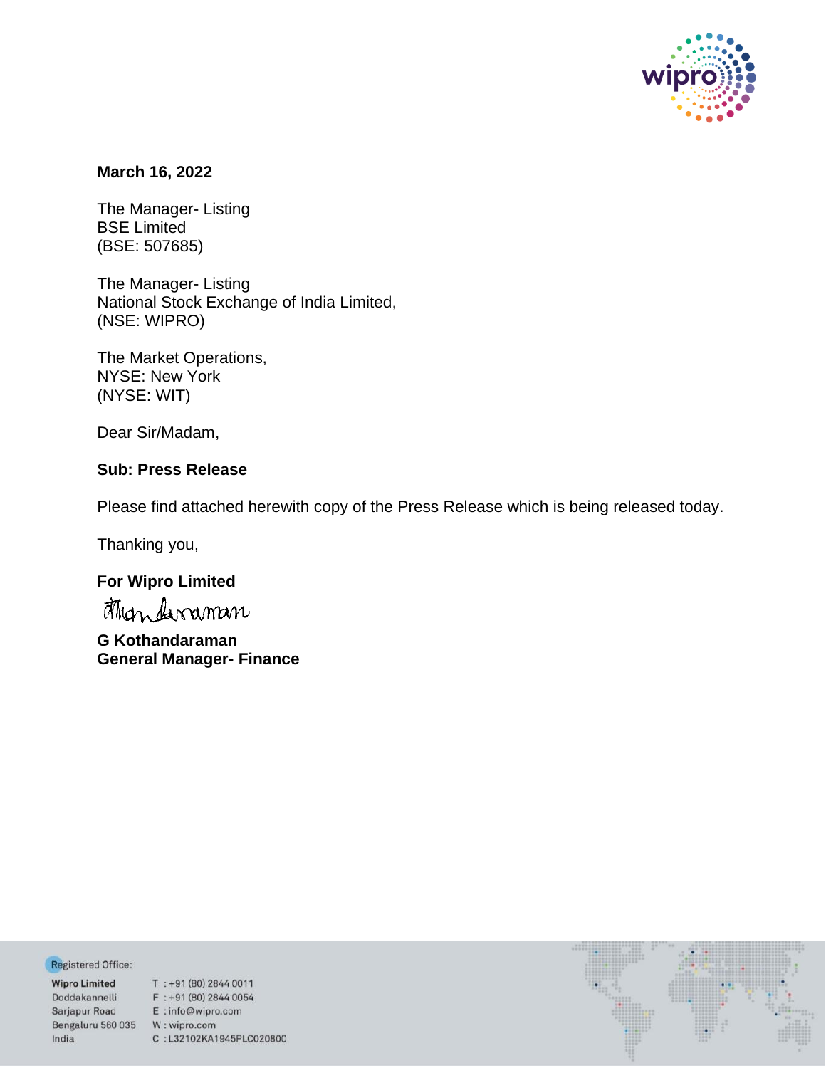**March 16, 2022**

The Manager- Listing
BSE Limited
(BSE: 507685)

The Manager- Listing
National Stock Exchange of India Limited,
(NSE: WIPRO)

The Market Operations,
NYSE: New York
(NYSE: WIT)

Dear Sir/Madam,

**Sub: Press Release**

Please find attached herewith copy of the Press Release which is being released today.

Thanking you,

**For Wipro Limited**

**G Kothandaraman**
**General Manager- Finance**

Registered Office:

Wipro Limited
Doddakannelli
Sarjapur Road
Bengaluru 560 035
India

T : +91 (80) 2844 0011
F : +91 (80) 2844 0054
E : info@wipro.com
W : wipro.com
C : L32102KA1945PLC020800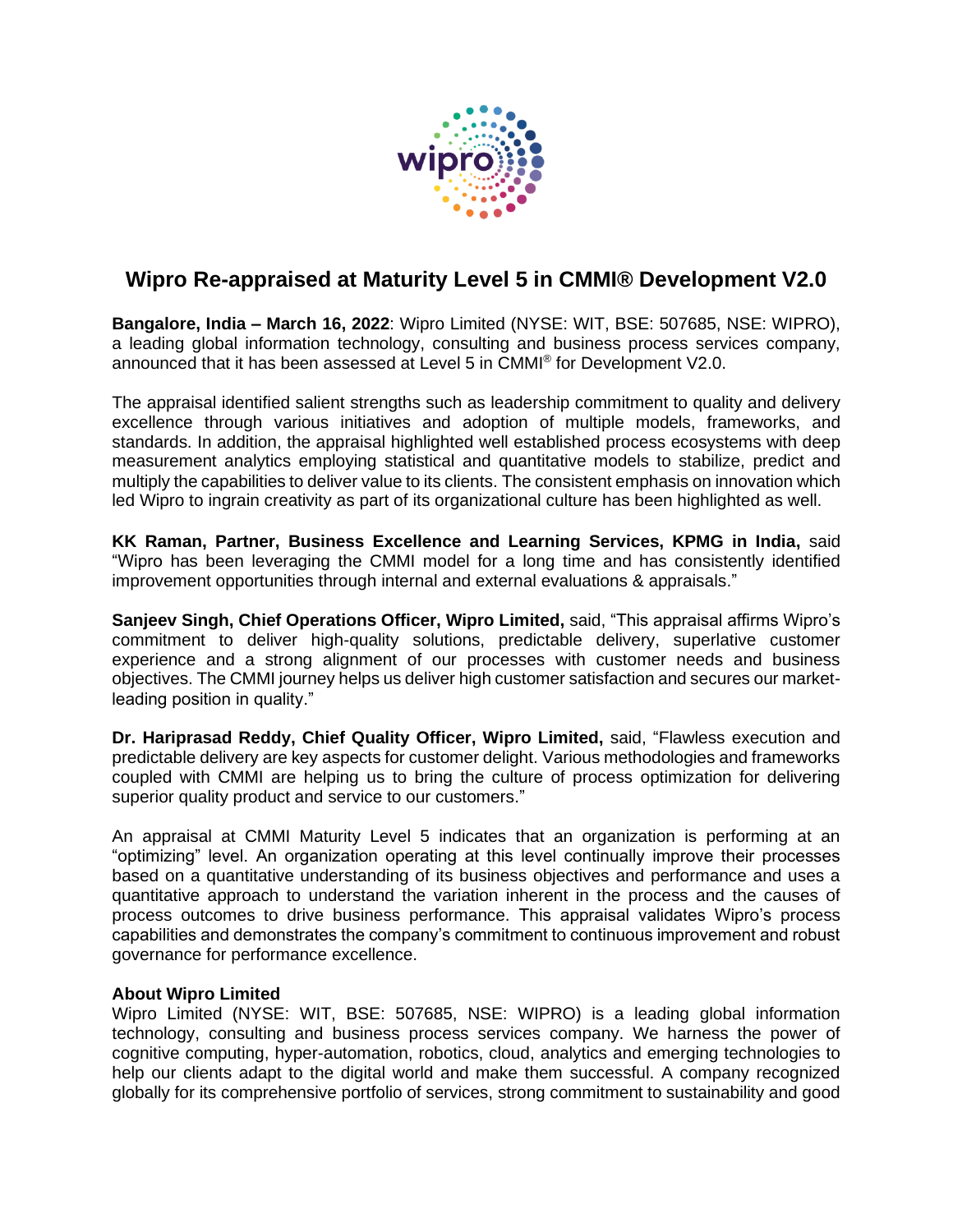# Wipro Re-appraised at Maturity Level 5 in CMMI® Development V2.0

**Bangalore, India – March 16, 2022**: Wipro Limited (NYSE: WIT, BSE: 507685, NSE: WIPRO), a leading global information technology, consulting and business process services company, announced that it has been assessed at Level 5 in CMMI® for Development V2.0.

The appraisal identified salient strengths such as leadership commitment to quality and delivery excellence through various initiatives and adoption of multiple models, frameworks, and standards. In addition, the appraisal highlighted well established process ecosystems with deep measurement analytics employing statistical and quantitative models to stabilize, predict and multiply the capabilities to deliver value to its clients. The consistent emphasis on innovation which led Wipro to ingrain creativity as part of its organizational culture has been highlighted as well.

**KK Raman, Partner, Business Excellence and Learning Services, KPMG in India,** said "Wipro has been leveraging the CMMI model for a long time and has consistently identified improvement opportunities through internal and external evaluations & appraisals."

**Sanjeev Singh, Chief Operations Officer, Wipro Limited,** said, "This appraisal affirms Wipro's commitment to deliver high-quality solutions, predictable delivery, superlative customer experience and a strong alignment of our processes with customer needs and business objectives. The CMMI journey helps us deliver high customer satisfaction and secures our market-leading position in quality."

**Dr. Hariprasad Reddy, Chief Quality Officer, Wipro Limited,** said, "Flawless execution and predictable delivery are key aspects for customer delight. Various methodologies and frameworks coupled with CMMI are helping us to bring the culture of process optimization for delivering superior quality product and service to our customers."

An appraisal at CMMI Maturity Level 5 indicates that an organization is performing at an "optimizing" level. An organization operating at this level continually improve their processes based on a quantitative understanding of its business objectives and performance and uses a quantitative approach to understand the variation inherent in the process and the causes of process outcomes to drive business performance. This appraisal validates Wipro's process capabilities and demonstrates the company's commitment to continuous improvement and robust governance for performance excellence.

**About Wipro Limited**

Wipro Limited (NYSE: WIT, BSE: 507685, NSE: WIPRO) is a leading global information technology, consulting and business process services company. We harness the power of cognitive computing, hyper-automation, robotics, cloud, analytics and emerging technologies to help our clients adapt to the digital world and make them successful. A company recognized globally for its comprehensive portfolio of services, strong commitment to sustainability and good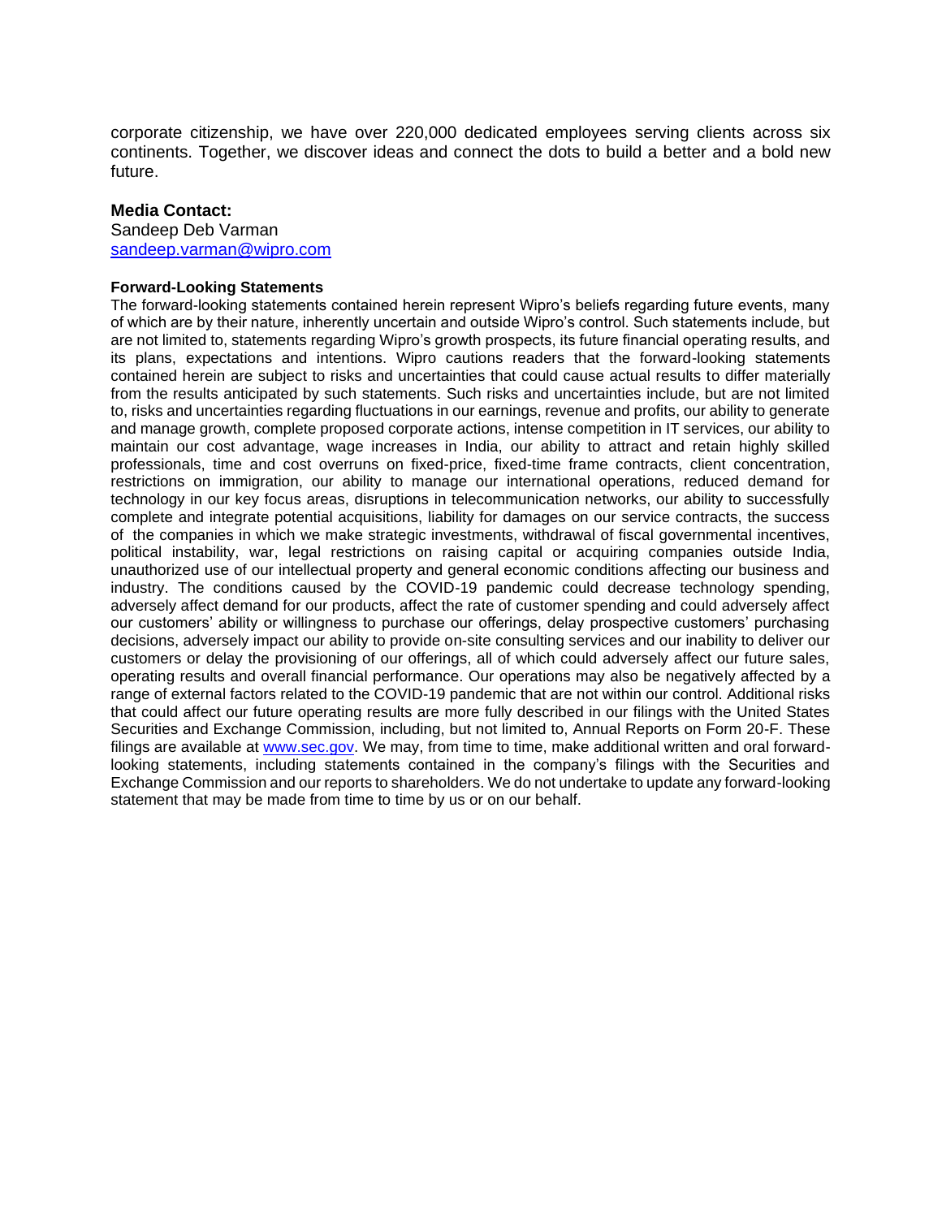corporate citizenship, we have over 220,000 dedicated employees serving clients across six continents. Together, we discover ideas and connect the dots to build a better and a bold new future.

**Media Contact:**
Sandeep Deb Varman
[sandeep.varman@wipro.com](mailto:sandeep.varman@wipro.com)

**Forward-Looking Statements**

The forward-looking statements contained herein represent Wipro's beliefs regarding future events, many of which are by their nature, inherently uncertain and outside Wipro's control. Such statements include, but are not limited to, statements regarding Wipro's growth prospects, its future financial operating results, and its plans, expectations and intentions. Wipro cautions readers that the forward-looking statements contained herein are subject to risks and uncertainties that could cause actual results to differ materially from the results anticipated by such statements. Such risks and uncertainties include, but are not limited to, risks and uncertainties regarding fluctuations in our earnings, revenue and profits, our ability to generate and manage growth, complete proposed corporate actions, intense competition in IT services, our ability to maintain our cost advantage, wage increases in India, our ability to attract and retain highly skilled professionals, time and cost overruns on fixed-price, fixed-time frame contracts, client concentration, restrictions on immigration, our ability to manage our international operations, reduced demand for technology in our key focus areas, disruptions in telecommunication networks, our ability to successfully complete and integrate potential acquisitions, liability for damages on our service contracts, the success of the companies in which we make strategic investments, withdrawal of fiscal governmental incentives, political instability, war, legal restrictions on raising capital or acquiring companies outside India, unauthorized use of our intellectual property and general economic conditions affecting our business and industry. The conditions caused by the COVID-19 pandemic could decrease technology spending, adversely affect demand for our products, affect the rate of customer spending and could adversely affect our customers' ability or willingness to purchase our offerings, delay prospective customers' purchasing decisions, adversely impact our ability to provide on-site consulting services and our inability to deliver our customers or delay the provisioning of our offerings, all of which could adversely affect our future sales, operating results and overall financial performance. Our operations may also be negatively affected by a range of external factors related to the COVID-19 pandemic that are not within our control. Additional risks that could affect our future operating results are more fully described in our filings with the United States Securities and Exchange Commission, including, but not limited to, Annual Reports on Form 20-F. These filings are available at [www.sec.gov](http://www.sec.gov). We may, from time to time, make additional written and oral forward-looking statements, including statements contained in the company's filings with the Securities and Exchange Commission and our reports to shareholders. We do not undertake to update any forward-looking statement that may be made from time to time by us or on our behalf.